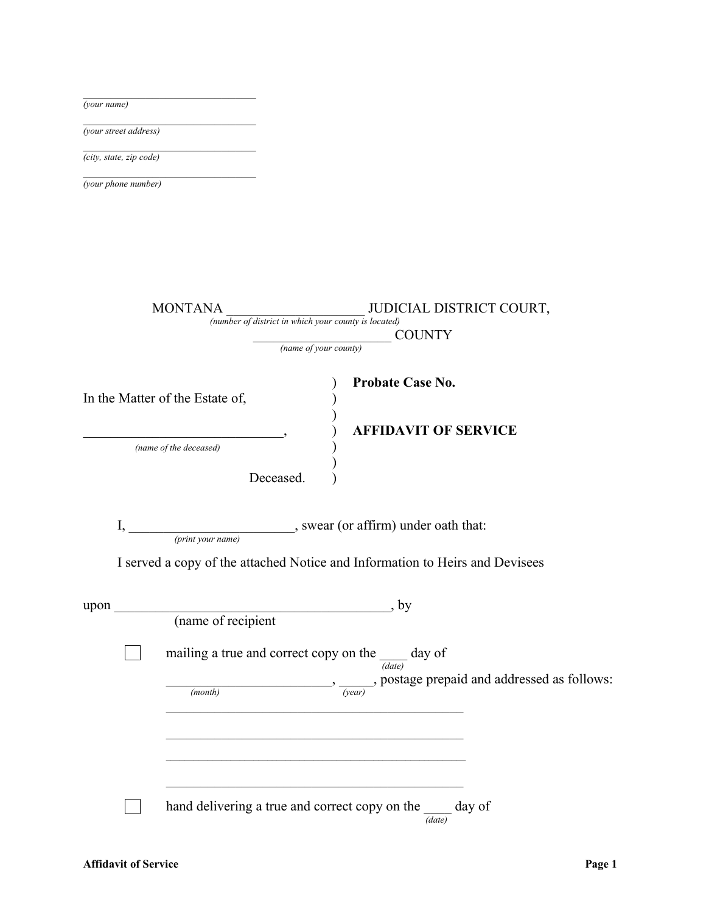______________________________
*(your name)*

______________________________
*(your street address)*

______________________________
*(city, state, zip code)*

______________________________
*(your phone number)*

MONTANA ____________________ JUDICIAL DISTRICT COURT,
*(number of district in which your county is located)*

____________________ COUNTY
*(name of your county)*

| | | |
|---|---|---|
| | ) | **Probate Case No.** |
| In the Matter of the Estate of, | ) | |
| | ) | |
| ______________________________, | ) | **AFFIDAVIT OF SERVICE** |
| *(name of the deceased)* | ) | |
| | ) | |
| Deceased. | ) | |

I, ________________________, swear (or affirm) under oath that:
*(print your name)*

I served a copy of the attached Notice and Information to Heirs and Devisees

upon __________________________________________, by
(name of recipient

☐ mailing a true and correct copy on the ____ day of
*(date)*
________________________, _____, postage prepaid and addressed as follows:
*(month)* *(year)*

____________________________________________

____________________________________________

____________________________________________

____________________________________________

☐ hand delivering a true and correct copy on the ____ day of
*(date)*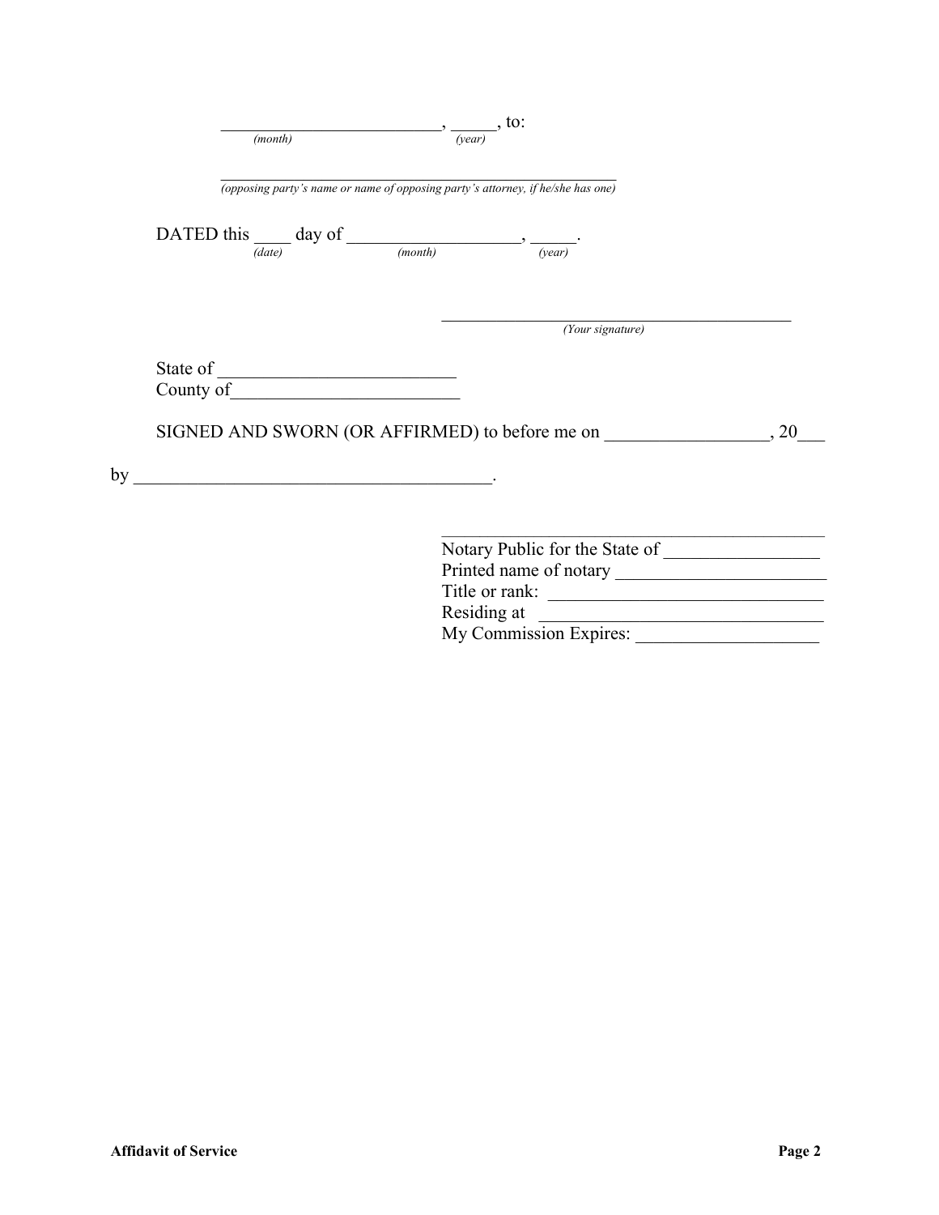_________________________, _____, to:
*(month)* *(year)*

_______________________________________________
*(opposing party's name or name of opposing party's attorney, if he/she has one)*

DATED this ____ day of ___________________, _____.
*(date)* *(month)* *(year)*

_________________________________________
*(Your signature)*

State of __________________________
County of_________________________

SIGNED AND SWORN (OR AFFIRMED) to before me on _________________, 20___

by ______________________________________.

_________________________________________
Notary Public for the State of ________________
Printed name of notary ______________________
Title or rank: _____________________________
Residing at _______________________________
My Commission Expires: ___________________